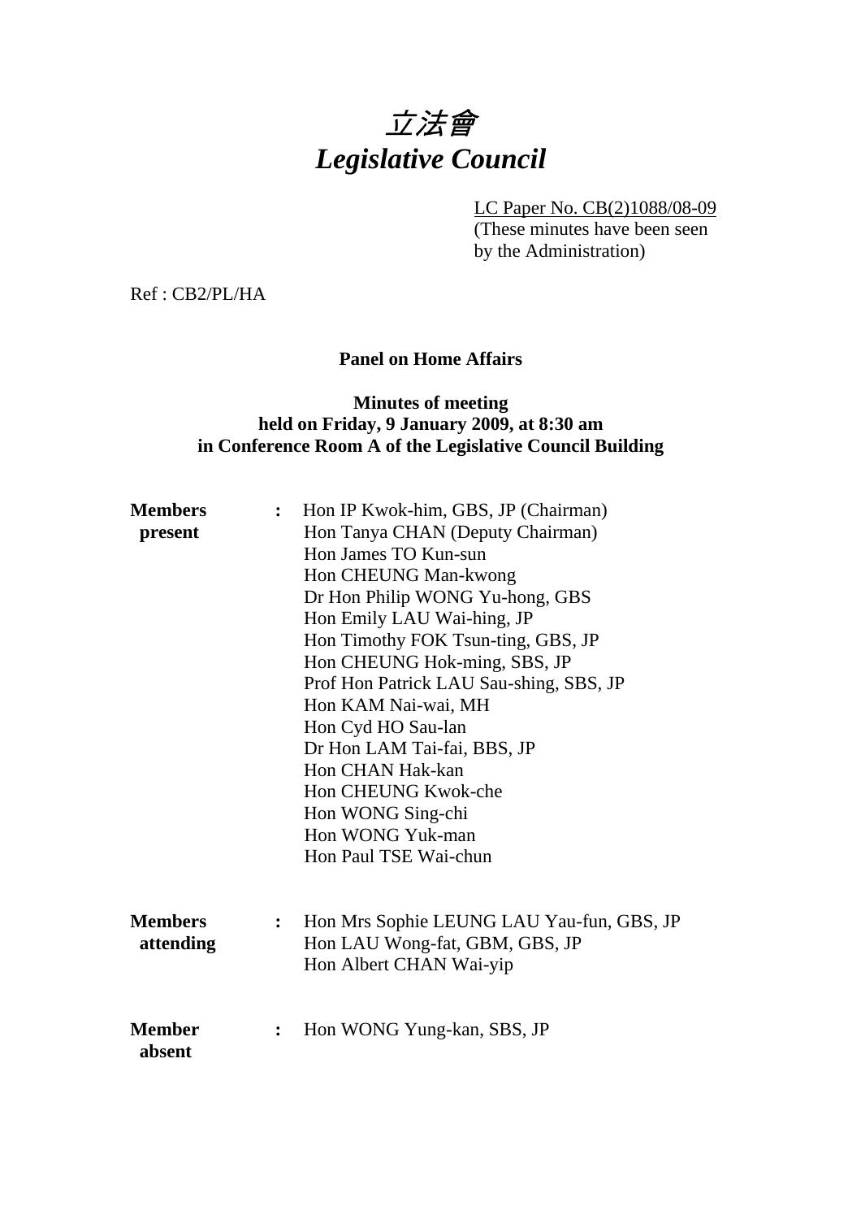# 立法會
# *Legislative Council*

LC Paper No. CB(2)1088/08-09
(These minutes have been seen by the Administration)

Ref : CB2/PL/HA

**Panel on Home Affairs**

**Minutes of meeting**
**held on Friday, 9 January 2009, at 8:30 am**
**in Conference Room A of the Legislative Council Building**

**Members present** :
Hon IP Kwok-him, GBS, JP (Chairman)
Hon Tanya CHAN (Deputy Chairman)
Hon James TO Kun-sun
Hon CHEUNG Man-kwong
Dr Hon Philip WONG Yu-hong, GBS
Hon Emily LAU Wai-hing, JP
Hon Timothy FOK Tsun-ting, GBS, JP
Hon CHEUNG Hok-ming, SBS, JP
Prof Hon Patrick LAU Sau-shing, SBS, JP
Hon KAM Nai-wai, MH
Hon Cyd HO Sau-lan
Dr Hon LAM Tai-fai, BBS, JP
Hon CHAN Hak-kan
Hon CHEUNG Kwok-che
Hon WONG Sing-chi
Hon WONG Yuk-man
Hon Paul TSE Wai-chun

**Members attending** :
Hon Mrs Sophie LEUNG LAU Yau-fun, GBS, JP
Hon LAU Wong-fat, GBM, GBS, JP
Hon Albert CHAN Wai-yip

**Member absent** :
Hon WONG Yung-kan, SBS, JP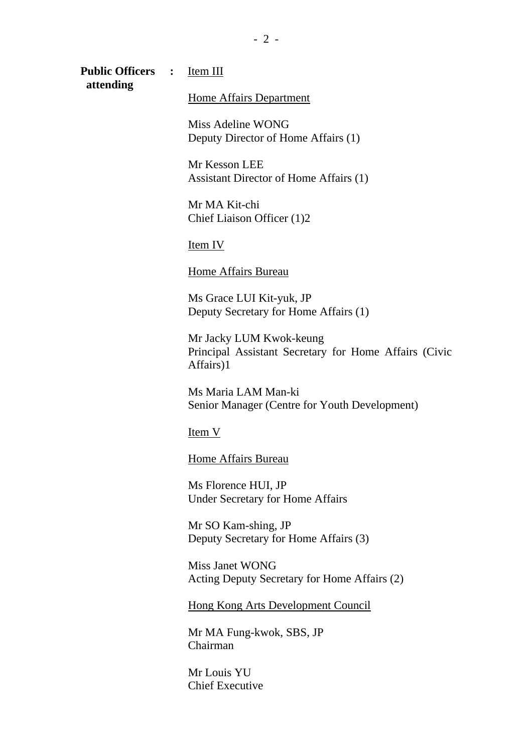**Public Officers attending** : Item III

Home Affairs Department

Miss Adeline WONG
Deputy Director of Home Affairs (1)

Mr Kesson LEE
Assistant Director of Home Affairs (1)

Mr MA Kit-chi
Chief Liaison Officer (1)2

Item IV

Home Affairs Bureau

Ms Grace LUI Kit-yuk, JP
Deputy Secretary for Home Affairs (1)

Mr Jacky LUM Kwok-keung
Principal Assistant Secretary for Home Affairs (Civic Affairs)1

Ms Maria LAM Man-ki
Senior Manager (Centre for Youth Development)

Item V

Home Affairs Bureau

Ms Florence HUI, JP
Under Secretary for Home Affairs

Mr SO Kam-shing, JP
Deputy Secretary for Home Affairs (3)

Miss Janet WONG
Acting Deputy Secretary for Home Affairs (2)

Hong Kong Arts Development Council

Mr MA Fung-kwok, SBS, JP
Chairman

Mr Louis YU
Chief Executive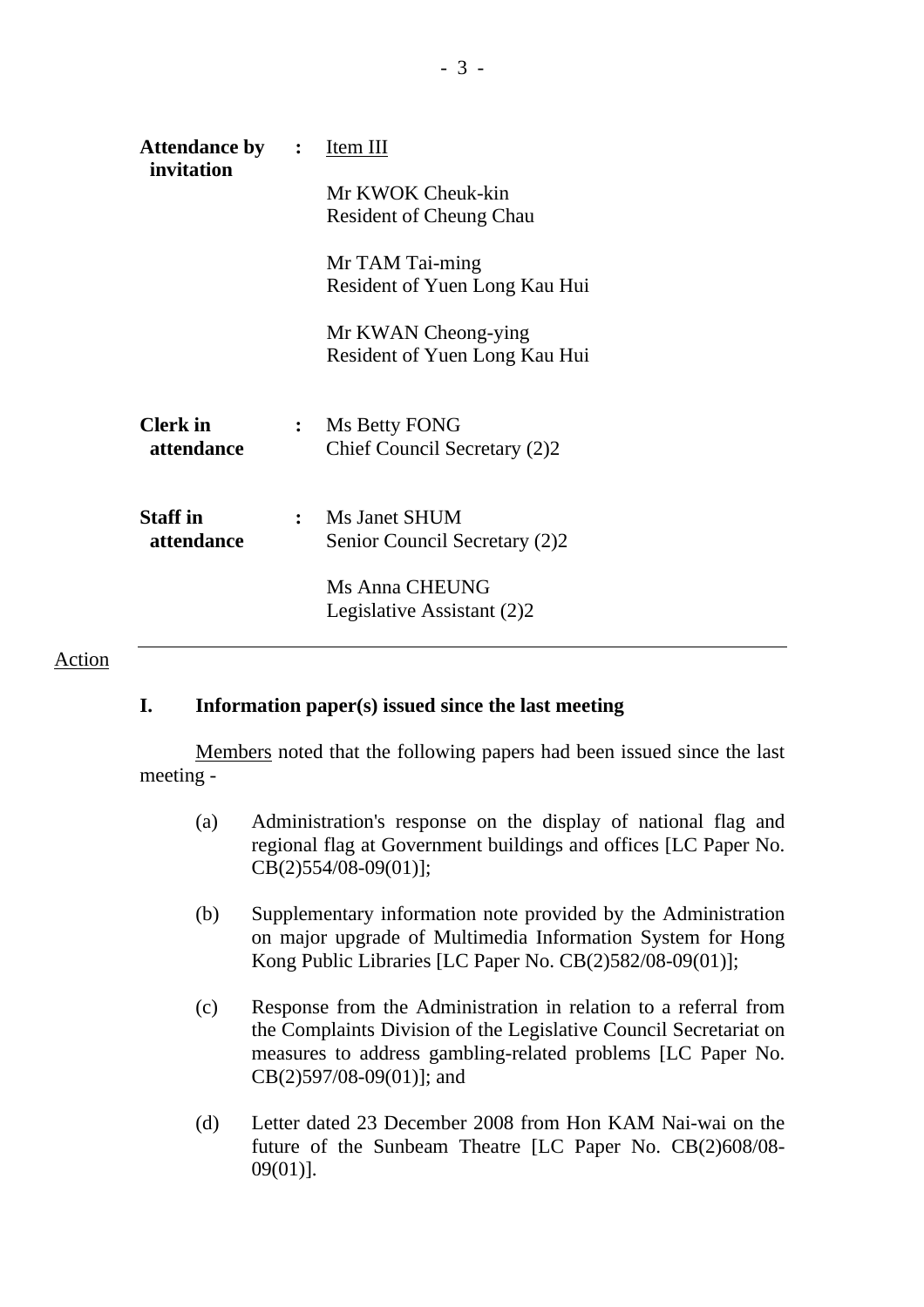**Attendance by invitation** : Item III

Mr KWOK Cheuk-kin
Resident of Cheung Chau

Mr TAM Tai-ming
Resident of Yuen Long Kau Hui

Mr KWAN Cheong-ying
Resident of Yuen Long Kau Hui

**Clerk in attendance** : Ms Betty FONG
Chief Council Secretary (2)2

**Staff in attendance** : Ms Janet SHUM
Senior Council Secretary (2)2

Ms Anna CHEUNG
Legislative Assistant (2)2

---

Action

**I. Information paper(s) issued since the last meeting**

Members noted that the following papers had been issued since the last meeting -

(a) Administration's response on the display of national flag and regional flag at Government buildings and offices [LC Paper No. CB(2)554/08-09(01)];

(b) Supplementary information note provided by the Administration on major upgrade of Multimedia Information System for Hong Kong Public Libraries [LC Paper No. CB(2)582/08-09(01)];

(c) Response from the Administration in relation to a referral from the Complaints Division of the Legislative Council Secretariat on measures to address gambling-related problems [LC Paper No. CB(2)597/08-09(01)]; and

(d) Letter dated 23 December 2008 from Hon KAM Nai-wai on the future of the Sunbeam Theatre [LC Paper No. CB(2)608/08-09(01)].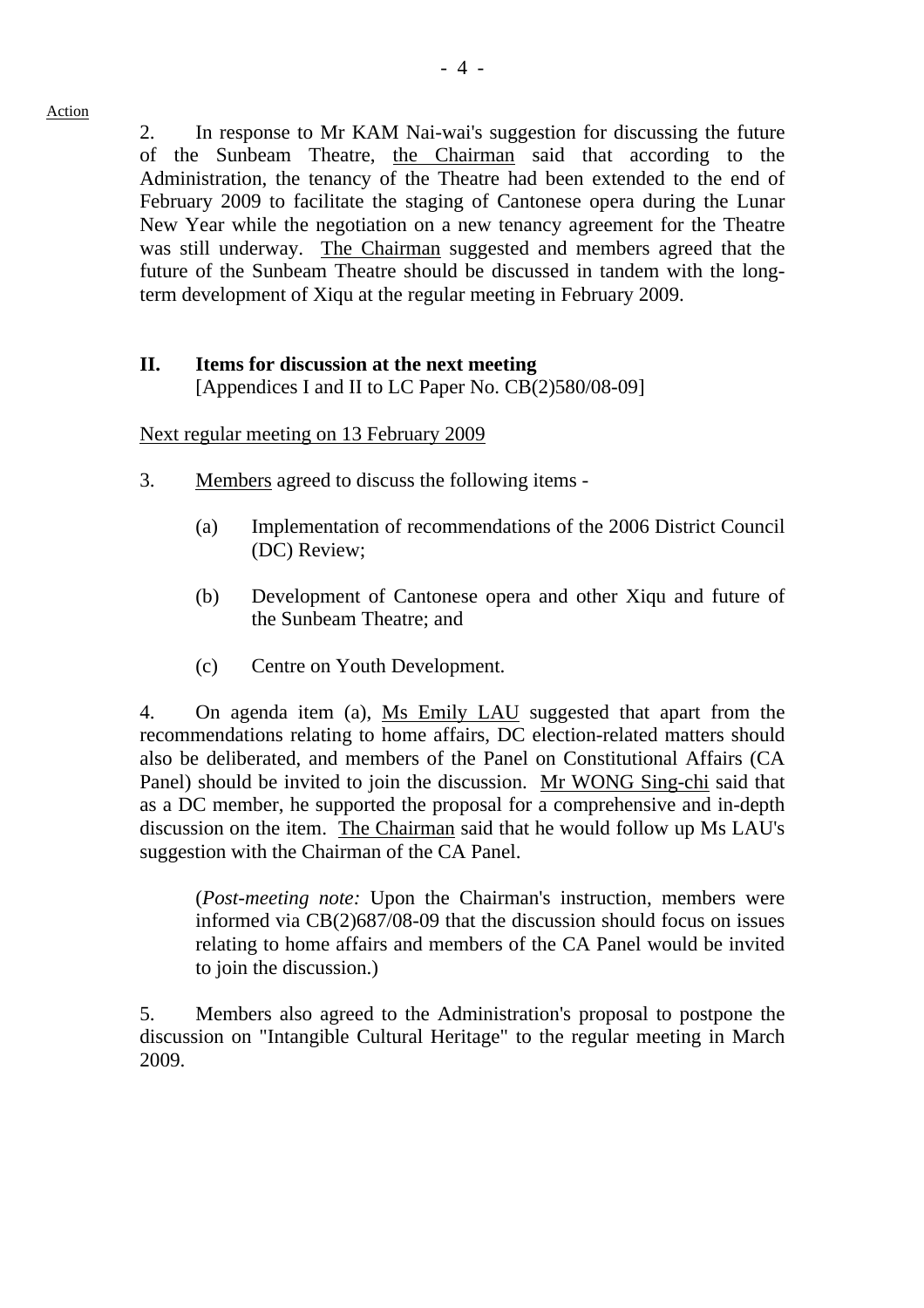Action

2. In response to Mr KAM Nai-wai's suggestion for discussing the future of the Sunbeam Theatre, the Chairman said that according to the Administration, the tenancy of the Theatre had been extended to the end of February 2009 to facilitate the staging of Cantonese opera during the Lunar New Year while the negotiation on a new tenancy agreement for the Theatre was still underway. The Chairman suggested and members agreed that the future of the Sunbeam Theatre should be discussed in tandem with the long-term development of Xiqu at the regular meeting in February 2009.

## II. Items for discussion at the next meeting

[Appendices I and II to LC Paper No. CB(2)580/08-09]

Next regular meeting on 13 February 2009

3. Members agreed to discuss the following items -

(a) Implementation of recommendations of the 2006 District Council (DC) Review;

(b) Development of Cantonese opera and other Xiqu and future of the Sunbeam Theatre; and

(c) Centre on Youth Development.

4. On agenda item (a), Ms Emily LAU suggested that apart from the recommendations relating to home affairs, DC election-related matters should also be deliberated, and members of the Panel on Constitutional Affairs (CA Panel) should be invited to join the discussion. Mr WONG Sing-chi said that as a DC member, he supported the proposal for a comprehensive and in-depth discussion on the item. The Chairman said that he would follow up Ms LAU's suggestion with the Chairman of the CA Panel.

(*Post-meeting note:* Upon the Chairman's instruction, members were informed via CB(2)687/08-09 that the discussion should focus on issues relating to home affairs and members of the CA Panel would be invited to join the discussion.)

5. Members also agreed to the Administration's proposal to postpone the discussion on "Intangible Cultural Heritage" to the regular meeting in March 2009.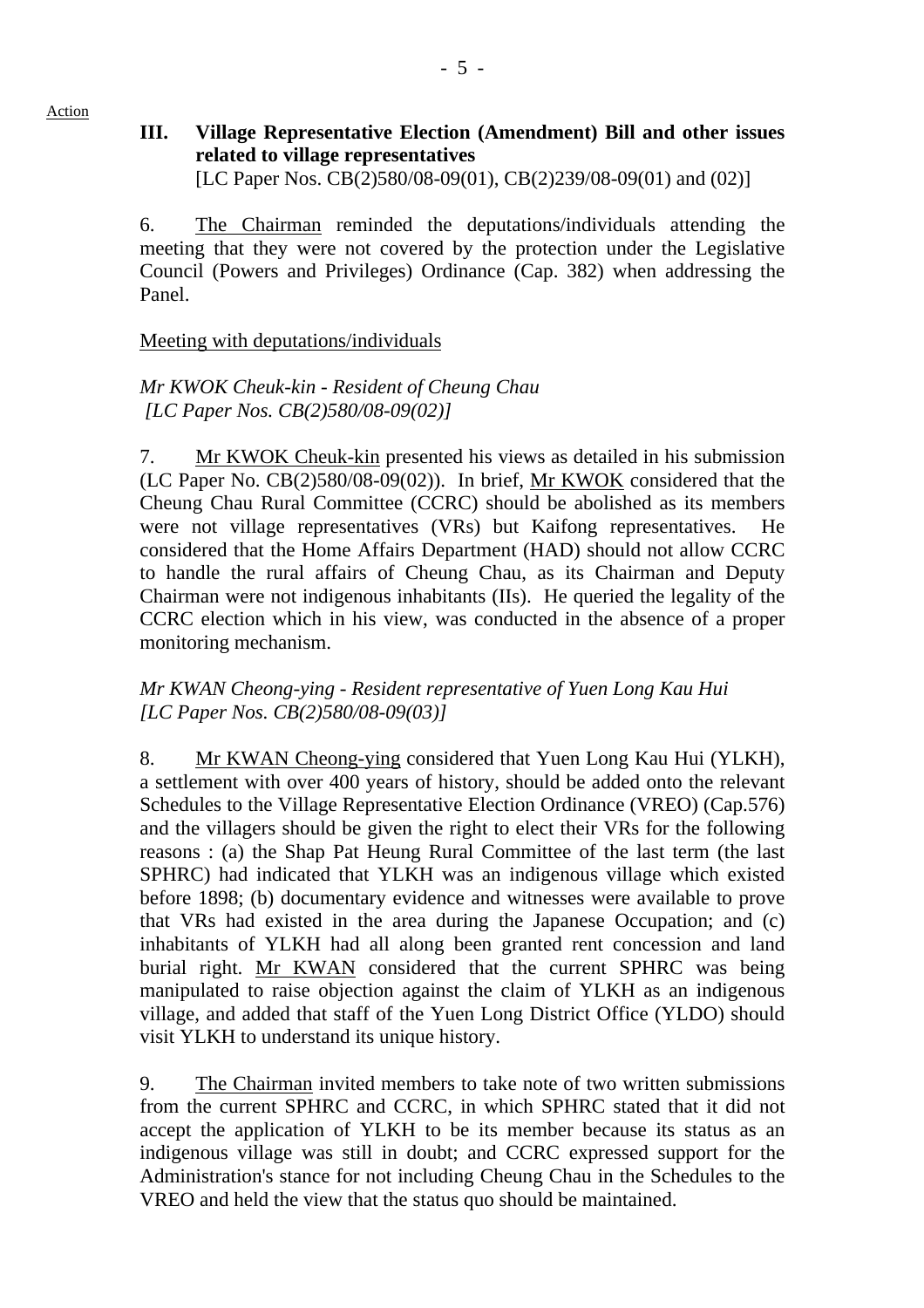Action

### III. Village Representative Election (Amendment) Bill and other issues related to village representatives

[LC Paper Nos. CB(2)580/08-09(01), CB(2)239/08-09(01) and (02)]

6. The Chairman reminded the deputations/individuals attending the meeting that they were not covered by the protection under the Legislative Council (Powers and Privileges) Ordinance (Cap. 382) when addressing the Panel.

Meeting with deputations/individuals

*Mr KWOK Cheuk-kin - Resident of Cheung Chau*
*[LC Paper Nos. CB(2)580/08-09(02)]*

7. Mr KWOK Cheuk-kin presented his views as detailed in his submission (LC Paper No. CB(2)580/08-09(02)). In brief, Mr KWOK considered that the Cheung Chau Rural Committee (CCRC) should be abolished as its members were not village representatives (VRs) but Kaifong representatives. He considered that the Home Affairs Department (HAD) should not allow CCRC to handle the rural affairs of Cheung Chau, as its Chairman and Deputy Chairman were not indigenous inhabitants (IIs). He queried the legality of the CCRC election which in his view, was conducted in the absence of a proper monitoring mechanism.

*Mr KWAN Cheong-ying - Resident representative of Yuen Long Kau Hui*
*[LC Paper Nos. CB(2)580/08-09(03)]*

8. Mr KWAN Cheong-ying considered that Yuen Long Kau Hui (YLKH), a settlement with over 400 years of history, should be added onto the relevant Schedules to the Village Representative Election Ordinance (VREO) (Cap.576) and the villagers should be given the right to elect their VRs for the following reasons : (a) the Shap Pat Heung Rural Committee of the last term (the last SPHRC) had indicated that YLKH was an indigenous village which existed before 1898; (b) documentary evidence and witnesses were available to prove that VRs had existed in the area during the Japanese Occupation; and (c) inhabitants of YLKH had all along been granted rent concession and land burial right. Mr KWAN considered that the current SPHRC was being manipulated to raise objection against the claim of YLKH as an indigenous village, and added that staff of the Yuen Long District Office (YLDO) should visit YLKH to understand its unique history.

9. The Chairman invited members to take note of two written submissions from the current SPHRC and CCRC, in which SPHRC stated that it did not accept the application of YLKH to be its member because its status as an indigenous village was still in doubt; and CCRC expressed support for the Administration's stance for not including Cheung Chau in the Schedules to the VREO and held the view that the status quo should be maintained.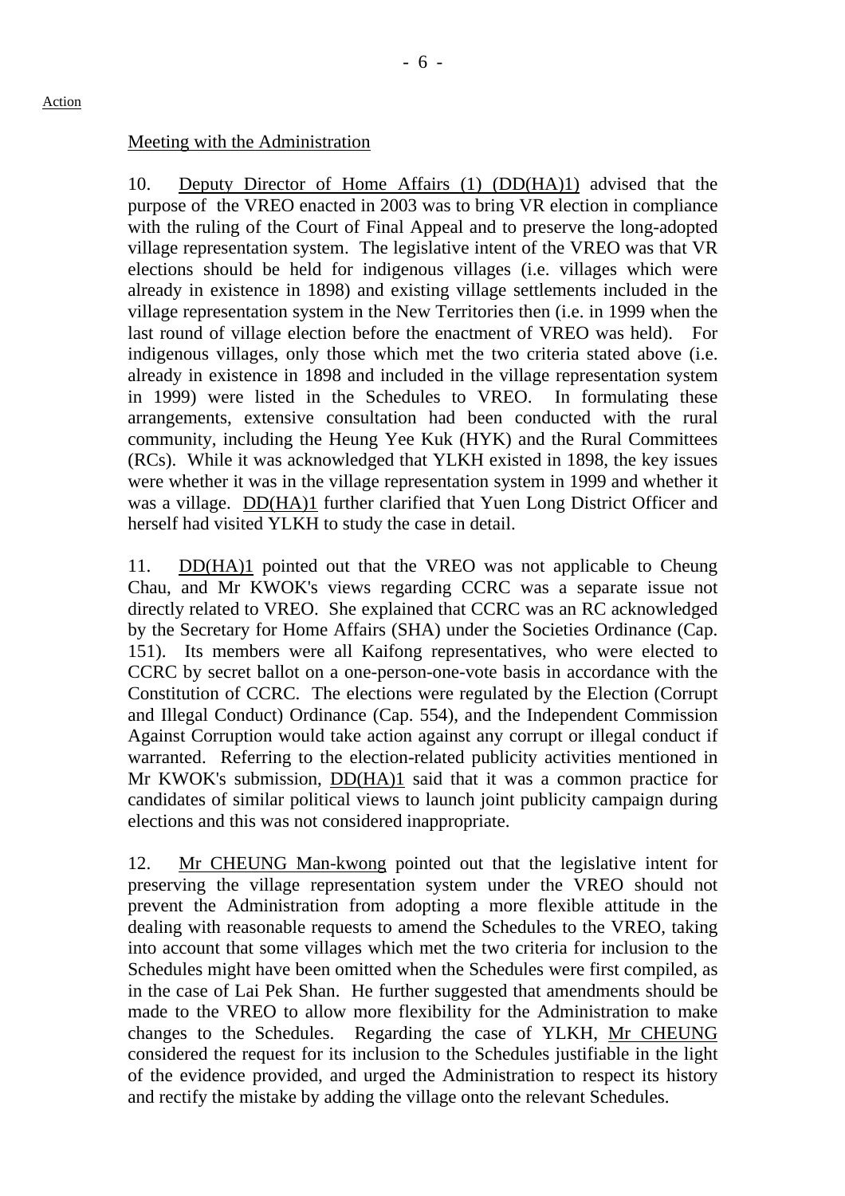Action

Meeting with the Administration

10. Deputy Director of Home Affairs (1) (DD(HA)1) advised that the purpose of the VREO enacted in 2003 was to bring VR election in compliance with the ruling of the Court of Final Appeal and to preserve the long-adopted village representation system. The legislative intent of the VREO was that VR elections should be held for indigenous villages (i.e. villages which were already in existence in 1898) and existing village settlements included in the village representation system in the New Territories then (i.e. in 1999 when the last round of village election before the enactment of VREO was held). For indigenous villages, only those which met the two criteria stated above (i.e. already in existence in 1898 and included in the village representation system in 1999) were listed in the Schedules to VREO. In formulating these arrangements, extensive consultation had been conducted with the rural community, including the Heung Yee Kuk (HYK) and the Rural Committees (RCs). While it was acknowledged that YLKH existed in 1898, the key issues were whether it was in the village representation system in 1999 and whether it was a village. DD(HA)1 further clarified that Yuen Long District Officer and herself had visited YLKH to study the case in detail.

11. DD(HA)1 pointed out that the VREO was not applicable to Cheung Chau, and Mr KWOK's views regarding CCRC was a separate issue not directly related to VREO. She explained that CCRC was an RC acknowledged by the Secretary for Home Affairs (SHA) under the Societies Ordinance (Cap. 151). Its members were all Kaifong representatives, who were elected to CCRC by secret ballot on a one-person-one-vote basis in accordance with the Constitution of CCRC. The elections were regulated by the Election (Corrupt and Illegal Conduct) Ordinance (Cap. 554), and the Independent Commission Against Corruption would take action against any corrupt or illegal conduct if warranted. Referring to the election-related publicity activities mentioned in Mr KWOK's submission, DD(HA)1 said that it was a common practice for candidates of similar political views to launch joint publicity campaign during elections and this was not considered inappropriate.

12. Mr CHEUNG Man-kwong pointed out that the legislative intent for preserving the village representation system under the VREO should not prevent the Administration from adopting a more flexible attitude in the dealing with reasonable requests to amend the Schedules to the VREO, taking into account that some villages which met the two criteria for inclusion to the Schedules might have been omitted when the Schedules were first compiled, as in the case of Lai Pek Shan. He further suggested that amendments should be made to the VREO to allow more flexibility for the Administration to make changes to the Schedules. Regarding the case of YLKH, Mr CHEUNG considered the request for its inclusion to the Schedules justifiable in the light of the evidence provided, and urged the Administration to respect its history and rectify the mistake by adding the village onto the relevant Schedules.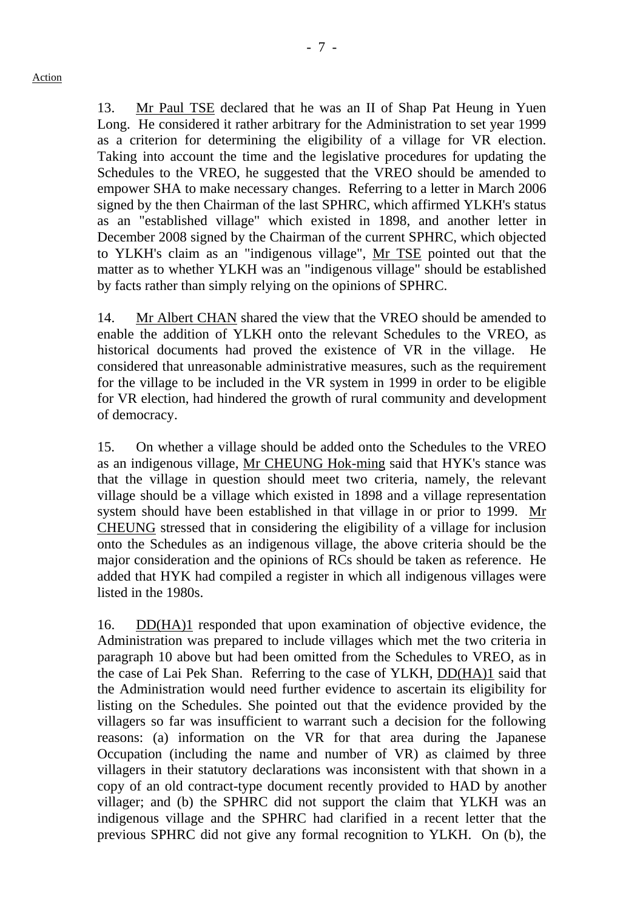Action

13. Mr Paul TSE declared that he was an II of Shap Pat Heung in Yuen Long. He considered it rather arbitrary for the Administration to set year 1999 as a criterion for determining the eligibility of a village for VR election. Taking into account the time and the legislative procedures for updating the Schedules to the VREO, he suggested that the VREO should be amended to empower SHA to make necessary changes. Referring to a letter in March 2006 signed by the then Chairman of the last SPHRC, which affirmed YLKH's status as an "established village" which existed in 1898, and another letter in December 2008 signed by the Chairman of the current SPHRC, which objected to YLKH's claim as an "indigenous village", Mr TSE pointed out that the matter as to whether YLKH was an "indigenous village" should be established by facts rather than simply relying on the opinions of SPHRC.

14. Mr Albert CHAN shared the view that the VREO should be amended to enable the addition of YLKH onto the relevant Schedules to the VREO, as historical documents had proved the existence of VR in the village. He considered that unreasonable administrative measures, such as the requirement for the village to be included in the VR system in 1999 in order to be eligible for VR election, had hindered the growth of rural community and development of democracy.

15. On whether a village should be added onto the Schedules to the VREO as an indigenous village, Mr CHEUNG Hok-ming said that HYK's stance was that the village in question should meet two criteria, namely, the relevant village should be a village which existed in 1898 and a village representation system should have been established in that village in or prior to 1999. Mr CHEUNG stressed that in considering the eligibility of a village for inclusion onto the Schedules as an indigenous village, the above criteria should be the major consideration and the opinions of RCs should be taken as reference. He added that HYK had compiled a register in which all indigenous villages were listed in the 1980s.

16. DD(HA)1 responded that upon examination of objective evidence, the Administration was prepared to include villages which met the two criteria in paragraph 10 above but had been omitted from the Schedules to VREO, as in the case of Lai Pek Shan. Referring to the case of YLKH, DD(HA)1 said that the Administration would need further evidence to ascertain its eligibility for listing on the Schedules. She pointed out that the evidence provided by the villagers so far was insufficient to warrant such a decision for the following reasons: (a) information on the VR for that area during the Japanese Occupation (including the name and number of VR) as claimed by three villagers in their statutory declarations was inconsistent with that shown in a copy of an old contract-type document recently provided to HAD by another villager; and (b) the SPHRC did not support the claim that YLKH was an indigenous village and the SPHRC had clarified in a recent letter that the previous SPHRC did not give any formal recognition to YLKH. On (b), the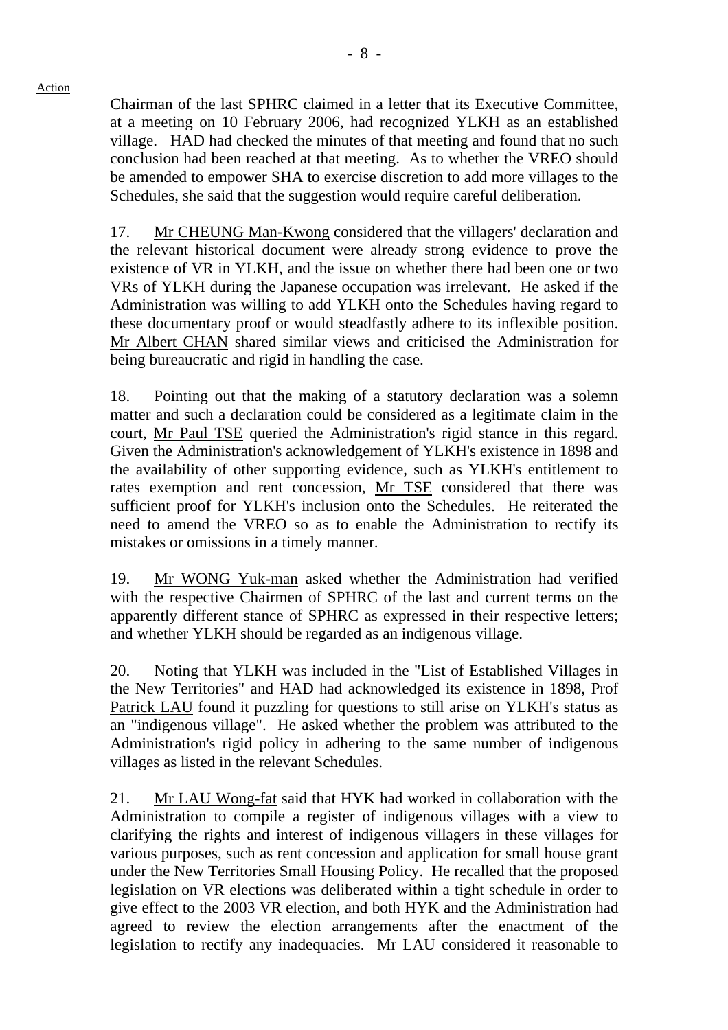Action

Chairman of the last SPHRC claimed in a letter that its Executive Committee, at a meeting on 10 February 2006, had recognized YLKH as an established village. HAD had checked the minutes of that meeting and found that no such conclusion had been reached at that meeting. As to whether the VREO should be amended to empower SHA to exercise discretion to add more villages to the Schedules, she said that the suggestion would require careful deliberation.

17. Mr CHEUNG Man-Kwong considered that the villagers' declaration and the relevant historical document were already strong evidence to prove the existence of VR in YLKH, and the issue on whether there had been one or two VRs of YLKH during the Japanese occupation was irrelevant. He asked if the Administration was willing to add YLKH onto the Schedules having regard to these documentary proof or would steadfastly adhere to its inflexible position. Mr Albert CHAN shared similar views and criticised the Administration for being bureaucratic and rigid in handling the case.

18. Pointing out that the making of a statutory declaration was a solemn matter and such a declaration could be considered as a legitimate claim in the court, Mr Paul TSE queried the Administration's rigid stance in this regard. Given the Administration's acknowledgement of YLKH's existence in 1898 and the availability of other supporting evidence, such as YLKH's entitlement to rates exemption and rent concession, Mr TSE considered that there was sufficient proof for YLKH's inclusion onto the Schedules. He reiterated the need to amend the VREO so as to enable the Administration to rectify its mistakes or omissions in a timely manner.

19. Mr WONG Yuk-man asked whether the Administration had verified with the respective Chairmen of SPHRC of the last and current terms on the apparently different stance of SPHRC as expressed in their respective letters; and whether YLKH should be regarded as an indigenous village.

20. Noting that YLKH was included in the "List of Established Villages in the New Territories" and HAD had acknowledged its existence in 1898, Prof Patrick LAU found it puzzling for questions to still arise on YLKH's status as an "indigenous village". He asked whether the problem was attributed to the Administration's rigid policy in adhering to the same number of indigenous villages as listed in the relevant Schedules.

21. Mr LAU Wong-fat said that HYK had worked in collaboration with the Administration to compile a register of indigenous villages with a view to clarifying the rights and interest of indigenous villagers in these villages for various purposes, such as rent concession and application for small house grant under the New Territories Small Housing Policy. He recalled that the proposed legislation on VR elections was deliberated within a tight schedule in order to give effect to the 2003 VR election, and both HYK and the Administration had agreed to review the election arrangements after the enactment of the legislation to rectify any inadequacies. Mr LAU considered it reasonable to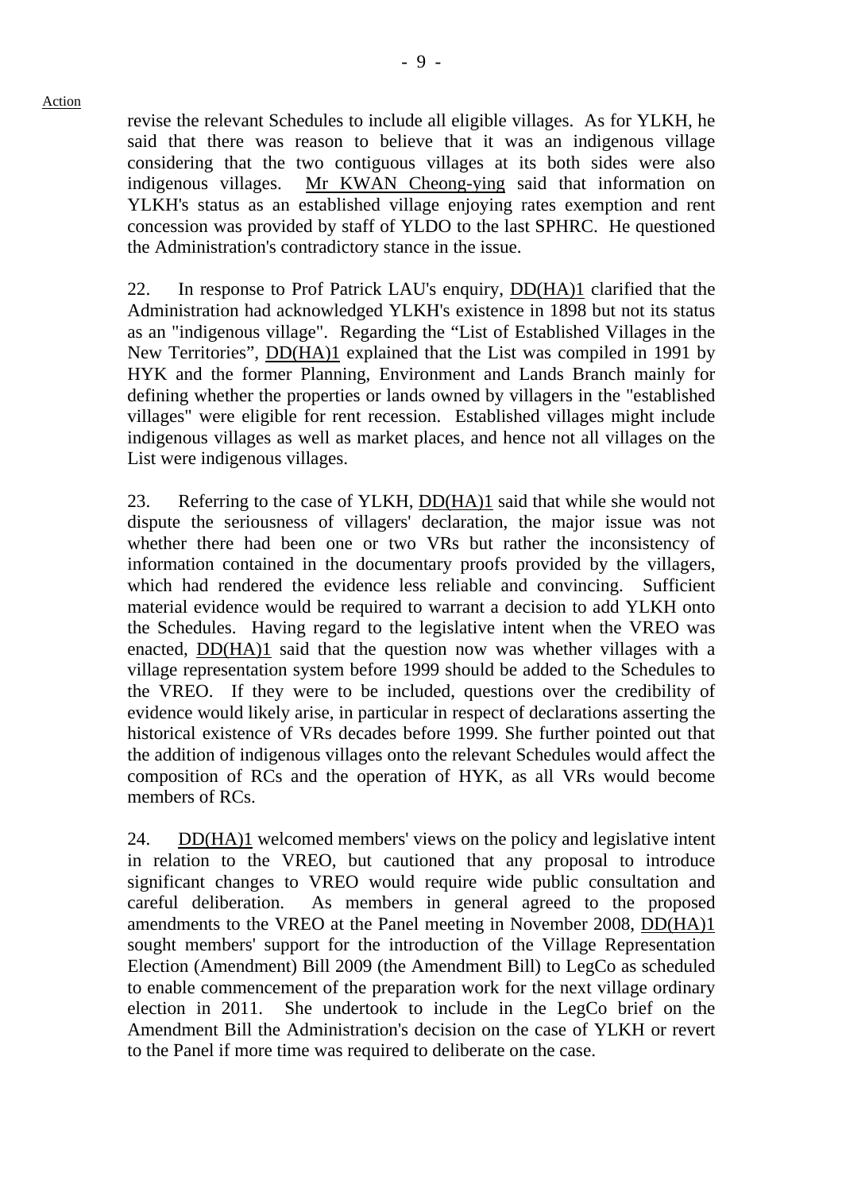Action

revise the relevant Schedules to include all eligible villages. As for YLKH, he said that there was reason to believe that it was an indigenous village considering that the two contiguous villages at its both sides were also indigenous villages. Mr KWAN Cheong-ying said that information on YLKH's status as an established village enjoying rates exemption and rent concession was provided by staff of YLDO to the last SPHRC. He questioned the Administration's contradictory stance in the issue.

22. In response to Prof Patrick LAU's enquiry, DD(HA)1 clarified that the Administration had acknowledged YLKH's existence in 1898 but not its status as an "indigenous village". Regarding the "List of Established Villages in the New Territories", DD(HA)1 explained that the List was compiled in 1991 by HYK and the former Planning, Environment and Lands Branch mainly for defining whether the properties or lands owned by villagers in the "established villages" were eligible for rent recession. Established villages might include indigenous villages as well as market places, and hence not all villages on the List were indigenous villages.

23. Referring to the case of YLKH, DD(HA)1 said that while she would not dispute the seriousness of villagers' declaration, the major issue was not whether there had been one or two VRs but rather the inconsistency of information contained in the documentary proofs provided by the villagers, which had rendered the evidence less reliable and convincing. Sufficient material evidence would be required to warrant a decision to add YLKH onto the Schedules. Having regard to the legislative intent when the VREO was enacted, DD(HA)1 said that the question now was whether villages with a village representation system before 1999 should be added to the Schedules to the VREO. If they were to be included, questions over the credibility of evidence would likely arise, in particular in respect of declarations asserting the historical existence of VRs decades before 1999. She further pointed out that the addition of indigenous villages onto the relevant Schedules would affect the composition of RCs and the operation of HYK, as all VRs would become members of RCs.

24. DD(HA)1 welcomed members' views on the policy and legislative intent in relation to the VREO, but cautioned that any proposal to introduce significant changes to VREO would require wide public consultation and careful deliberation. As members in general agreed to the proposed amendments to the VREO at the Panel meeting in November 2008, DD(HA)1 sought members' support for the introduction of the Village Representation Election (Amendment) Bill 2009 (the Amendment Bill) to LegCo as scheduled to enable commencement of the preparation work for the next village ordinary election in 2011. She undertook to include in the LegCo brief on the Amendment Bill the Administration's decision on the case of YLKH or revert to the Panel if more time was required to deliberate on the case.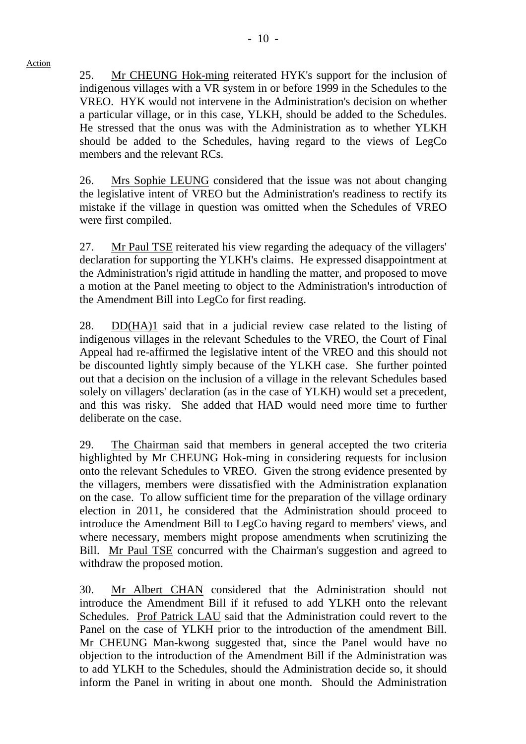Action

25. Mr CHEUNG Hok-ming reiterated HYK's support for the inclusion of indigenous villages with a VR system in or before 1999 in the Schedules to the VREO. HYK would not intervene in the Administration's decision on whether a particular village, or in this case, YLKH, should be added to the Schedules. He stressed that the onus was with the Administration as to whether YLKH should be added to the Schedules, having regard to the views of LegCo members and the relevant RCs.

26. Mrs Sophie LEUNG considered that the issue was not about changing the legislative intent of VREO but the Administration's readiness to rectify its mistake if the village in question was omitted when the Schedules of VREO were first compiled.

27. Mr Paul TSE reiterated his view regarding the adequacy of the villagers' declaration for supporting the YLKH's claims. He expressed disappointment at the Administration's rigid attitude in handling the matter, and proposed to move a motion at the Panel meeting to object to the Administration's introduction of the Amendment Bill into LegCo for first reading.

28. DD(HA)1 said that in a judicial review case related to the listing of indigenous villages in the relevant Schedules to the VREO, the Court of Final Appeal had re-affirmed the legislative intent of the VREO and this should not be discounted lightly simply because of the YLKH case. She further pointed out that a decision on the inclusion of a village in the relevant Schedules based solely on villagers' declaration (as in the case of YLKH) would set a precedent, and this was risky. She added that HAD would need more time to further deliberate on the case.

29. The Chairman said that members in general accepted the two criteria highlighted by Mr CHEUNG Hok-ming in considering requests for inclusion onto the relevant Schedules to VREO. Given the strong evidence presented by the villagers, members were dissatisfied with the Administration explanation on the case. To allow sufficient time for the preparation of the village ordinary election in 2011, he considered that the Administration should proceed to introduce the Amendment Bill to LegCo having regard to members' views, and where necessary, members might propose amendments when scrutinizing the Bill. Mr Paul TSE concurred with the Chairman's suggestion and agreed to withdraw the proposed motion.

30. Mr Albert CHAN considered that the Administration should not introduce the Amendment Bill if it refused to add YLKH onto the relevant Schedules. Prof Patrick LAU said that the Administration could revert to the Panel on the case of YLKH prior to the introduction of the amendment Bill. Mr CHEUNG Man-kwong suggested that, since the Panel would have no objection to the introduction of the Amendment Bill if the Administration was to add YLKH to the Schedules, should the Administration decide so, it should inform the Panel in writing in about one month. Should the Administration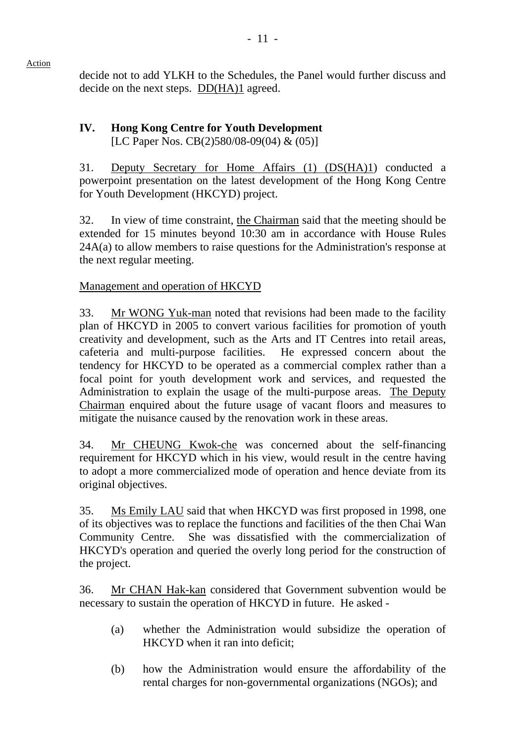Action

decide not to add YLKH to the Schedules, the Panel would further discuss and decide on the next steps. DD(HA)1 agreed.

## IV. Hong Kong Centre for Youth Development

[LC Paper Nos. CB(2)580/08-09(04) & (05)]

31. Deputy Secretary for Home Affairs (1) (DS(HA)1) conducted a powerpoint presentation on the latest development of the Hong Kong Centre for Youth Development (HKCYD) project.

32. In view of time constraint, the Chairman said that the meeting should be extended for 15 minutes beyond 10:30 am in accordance with House Rules 24A(a) to allow members to raise questions for the Administration's response at the next regular meeting.

Management and operation of HKCYD

33. Mr WONG Yuk-man noted that revisions had been made to the facility plan of HKCYD in 2005 to convert various facilities for promotion of youth creativity and development, such as the Arts and IT Centres into retail areas, cafeteria and multi-purpose facilities. He expressed concern about the tendency for HKCYD to be operated as a commercial complex rather than a focal point for youth development work and services, and requested the Administration to explain the usage of the multi-purpose areas. The Deputy Chairman enquired about the future usage of vacant floors and measures to mitigate the nuisance caused by the renovation work in these areas.

34. Mr CHEUNG Kwok-che was concerned about the self-financing requirement for HKCYD which in his view, would result in the centre having to adopt a more commercialized mode of operation and hence deviate from its original objectives.

35. Ms Emily LAU said that when HKCYD was first proposed in 1998, one of its objectives was to replace the functions and facilities of the then Chai Wan Community Centre. She was dissatisfied with the commercialization of HKCYD's operation and queried the overly long period for the construction of the project.

36. Mr CHAN Hak-kan considered that Government subvention would be necessary to sustain the operation of HKCYD in future. He asked -

(a) whether the Administration would subsidize the operation of HKCYD when it ran into deficit;

(b) how the Administration would ensure the affordability of the rental charges for non-governmental organizations (NGOs); and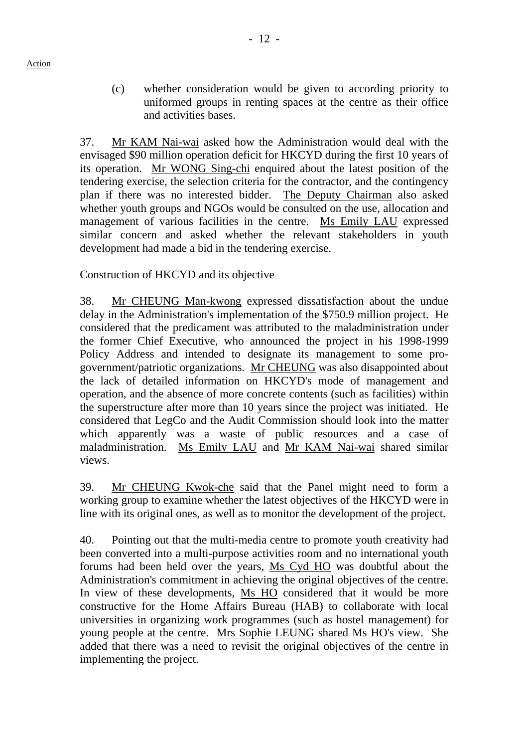Action

(c) whether consideration would be given to according priority to uniformed groups in renting spaces at the centre as their office and activities bases.

37. Mr KAM Nai-wai asked how the Administration would deal with the envisaged $90 million operation deficit for HKCYD during the first 10 years of its operation. Mr WONG Sing-chi enquired about the latest position of the tendering exercise, the selection criteria for the contractor, and the contingency plan if there was no interested bidder. The Deputy Chairman also asked whether youth groups and NGOs would be consulted on the use, allocation and management of various facilities in the centre. Ms Emily LAU expressed similar concern and asked whether the relevant stakeholders in youth development had made a bid in the tendering exercise.

Construction of HKCYD and its objective

38. Mr CHEUNG Man-kwong expressed dissatisfaction about the undue delay in the Administration's implementation of the $750.9 million project. He considered that the predicament was attributed to the maladministration under the former Chief Executive, who announced the project in his 1998-1999 Policy Address and intended to designate its management to some pro-government/patriotic organizations. Mr CHEUNG was also disappointed about the lack of detailed information on HKCYD's mode of management and operation, and the absence of more concrete contents (such as facilities) within the superstructure after more than 10 years since the project was initiated. He considered that LegCo and the Audit Commission should look into the matter which apparently was a waste of public resources and a case of maladministration. Ms Emily LAU and Mr KAM Nai-wai shared similar views.

39. Mr CHEUNG Kwok-che said that the Panel might need to form a working group to examine whether the latest objectives of the HKCYD were in line with its original ones, as well as to monitor the development of the project.

40. Pointing out that the multi-media centre to promote youth creativity had been converted into a multi-purpose activities room and no international youth forums had been held over the years, Ms Cyd HO was doubtful about the Administration's commitment in achieving the original objectives of the centre. In view of these developments, Ms HO considered that it would be more constructive for the Home Affairs Bureau (HAB) to collaborate with local universities in organizing work programmes (such as hostel management) for young people at the centre. Mrs Sophie LEUNG shared Ms HO's view. She added that there was a need to revisit the original objectives of the centre in implementing the project.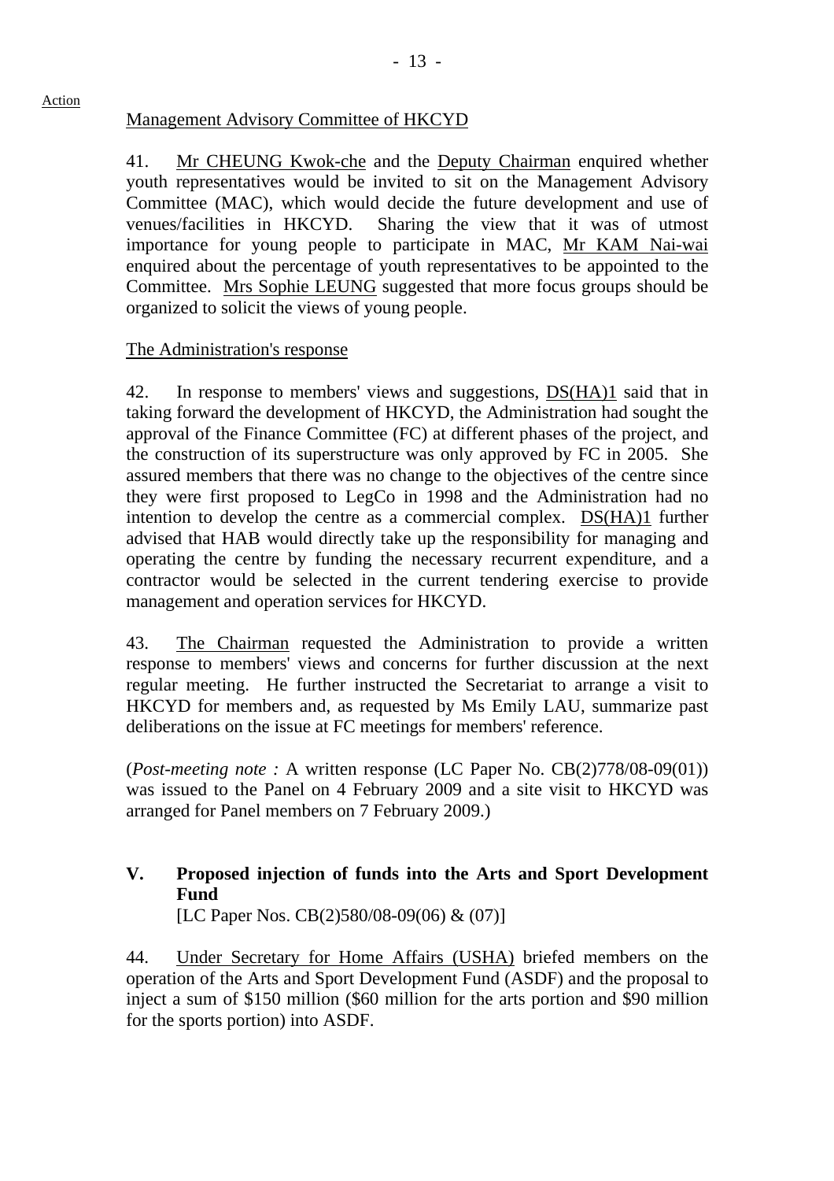Action

Management Advisory Committee of HKCYD

41. Mr CHEUNG Kwok-che and the Deputy Chairman enquired whether youth representatives would be invited to sit on the Management Advisory Committee (MAC), which would decide the future development and use of venues/facilities in HKCYD. Sharing the view that it was of utmost importance for young people to participate in MAC, Mr KAM Nai-wai enquired about the percentage of youth representatives to be appointed to the Committee. Mrs Sophie LEUNG suggested that more focus groups should be organized to solicit the views of young people.

The Administration's response

42. In response to members' views and suggestions, DS(HA)1 said that in taking forward the development of HKCYD, the Administration had sought the approval of the Finance Committee (FC) at different phases of the project, and the construction of its superstructure was only approved by FC in 2005. She assured members that there was no change to the objectives of the centre since they were first proposed to LegCo in 1998 and the Administration had no intention to develop the centre as a commercial complex. DS(HA)1 further advised that HAB would directly take up the responsibility for managing and operating the centre by funding the necessary recurrent expenditure, and a contractor would be selected in the current tendering exercise to provide management and operation services for HKCYD.

43. The Chairman requested the Administration to provide a written response to members' views and concerns for further discussion at the next regular meeting. He further instructed the Secretariat to arrange a visit to HKCYD for members and, as requested by Ms Emily LAU, summarize past deliberations on the issue at FC meetings for members' reference.

(*Post-meeting note :* A written response (LC Paper No. CB(2)778/08-09(01)) was issued to the Panel on 4 February 2009 and a site visit to HKCYD was arranged for Panel members on 7 February 2009.)

## V. Proposed injection of funds into the Arts and Sport Development Fund

[LC Paper Nos. CB(2)580/08-09(06) & (07)]

44. Under Secretary for Home Affairs (USHA) briefed members on the operation of the Arts and Sport Development Fund (ASDF) and the proposal to inject a sum of $150 million ($60 million for the arts portion and $90 million for the sports portion) into ASDF.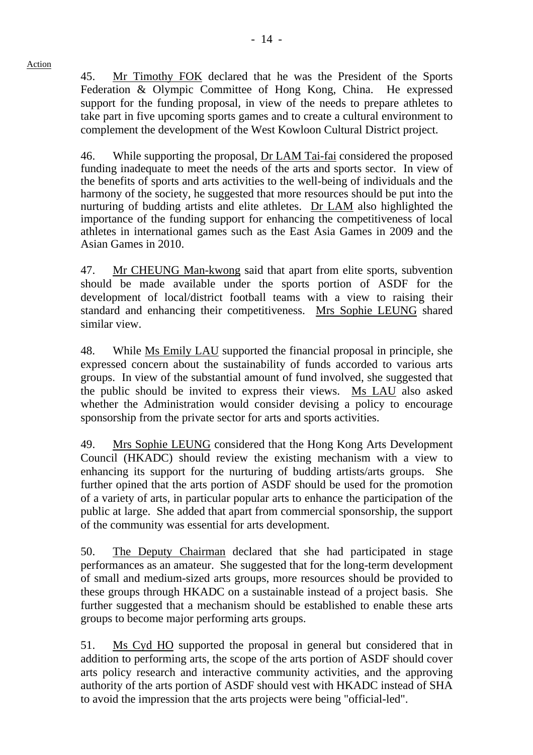45. Mr Timothy FOK declared that he was the President of the Sports Federation & Olympic Committee of Hong Kong, China. He expressed support for the funding proposal, in view of the needs to prepare athletes to take part in five upcoming sports games and to create a cultural environment to complement the development of the West Kowloon Cultural District project.

46. While supporting the proposal, Dr LAM Tai-fai considered the proposed funding inadequate to meet the needs of the arts and sports sector. In view of the benefits of sports and arts activities to the well-being of individuals and the harmony of the society, he suggested that more resources should be put into the nurturing of budding artists and elite athletes. Dr LAM also highlighted the importance of the funding support for enhancing the competitiveness of local athletes in international games such as the East Asia Games in 2009 and the Asian Games in 2010.

47. Mr CHEUNG Man-kwong said that apart from elite sports, subvention should be made available under the sports portion of ASDF for the development of local/district football teams with a view to raising their standard and enhancing their competitiveness. Mrs Sophie LEUNG shared similar view.

48. While Ms Emily LAU supported the financial proposal in principle, she expressed concern about the sustainability of funds accorded to various arts groups. In view of the substantial amount of fund involved, she suggested that the public should be invited to express their views. Ms LAU also asked whether the Administration would consider devising a policy to encourage sponsorship from the private sector for arts and sports activities.

49. Mrs Sophie LEUNG considered that the Hong Kong Arts Development Council (HKADC) should review the existing mechanism with a view to enhancing its support for the nurturing of budding artists/arts groups. She further opined that the arts portion of ASDF should be used for the promotion of a variety of arts, in particular popular arts to enhance the participation of the public at large. She added that apart from commercial sponsorship, the support of the community was essential for arts development.

50. The Deputy Chairman declared that she had participated in stage performances as an amateur. She suggested that for the long-term development of small and medium-sized arts groups, more resources should be provided to these groups through HKADC on a sustainable instead of a project basis. She further suggested that a mechanism should be established to enable these arts groups to become major performing arts groups.

51. Ms Cyd HO supported the proposal in general but considered that in addition to performing arts, the scope of the arts portion of ASDF should cover arts policy research and interactive community activities, and the approving authority of the arts portion of ASDF should vest with HKADC instead of SHA to avoid the impression that the arts projects were being "official-led".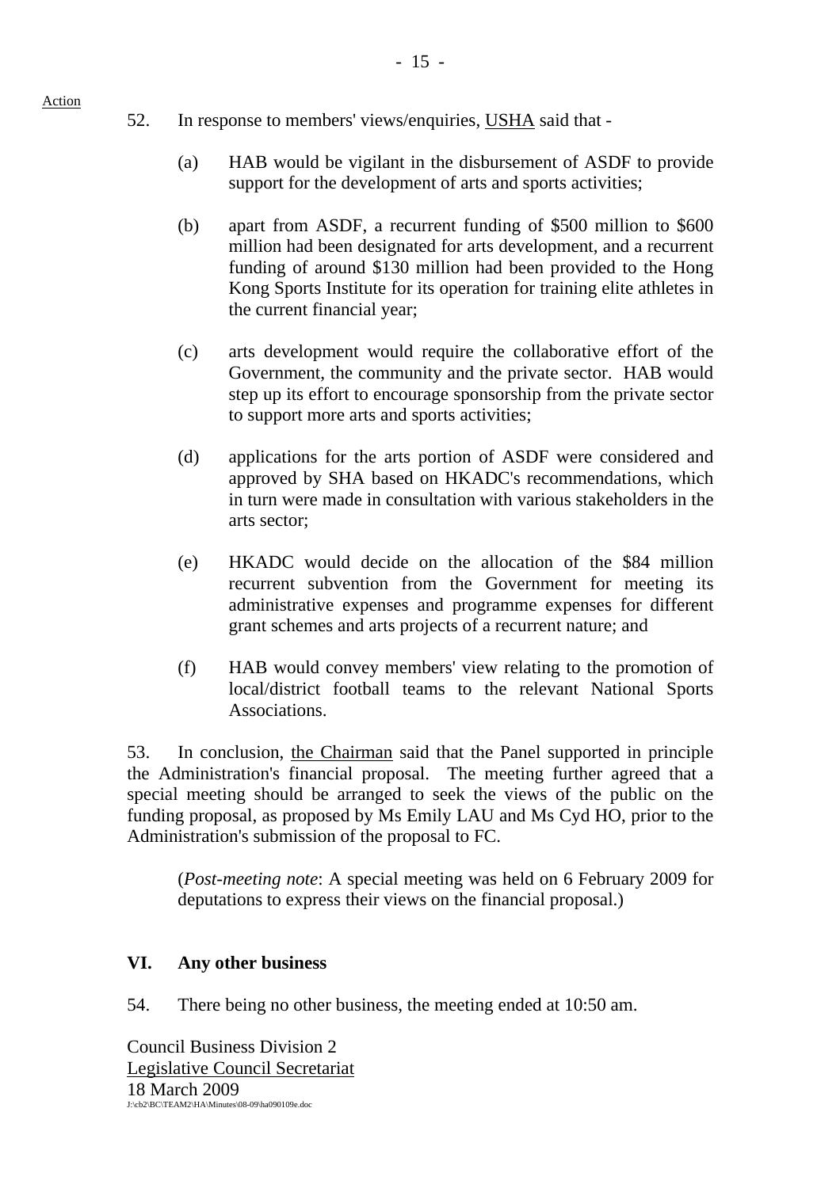Action

52. In response to members' views/enquiries, USHA said that -

(a) HAB would be vigilant in the disbursement of ASDF to provide support for the development of arts and sports activities;

(b) apart from ASDF, a recurrent funding of $500 million to $600 million had been designated for arts development, and a recurrent funding of around $130 million had been provided to the Hong Kong Sports Institute for its operation for training elite athletes in the current financial year;

(c) arts development would require the collaborative effort of the Government, the community and the private sector. HAB would step up its effort to encourage sponsorship from the private sector to support more arts and sports activities;

(d) applications for the arts portion of ASDF were considered and approved by SHA based on HKADC's recommendations, which in turn were made in consultation with various stakeholders in the arts sector;

(e) HKADC would decide on the allocation of the $84 million recurrent subvention from the Government for meeting its administrative expenses and programme expenses for different grant schemes and arts projects of a recurrent nature; and

(f) HAB would convey members' view relating to the promotion of local/district football teams to the relevant National Sports Associations.

53. In conclusion, the Chairman said that the Panel supported in principle the Administration's financial proposal. The meeting further agreed that a special meeting should be arranged to seek the views of the public on the funding proposal, as proposed by Ms Emily LAU and Ms Cyd HO, prior to the Administration's submission of the proposal to FC.

(*Post-meeting note*: A special meeting was held on 6 February 2009 for deputations to express their views on the financial proposal.)

## VI. Any other business

54. There being no other business, the meeting ended at 10:50 am.

Council Business Division 2
Legislative Council Secretariat
18 March 2009
J:\cb2\BC\TEAM2\HA\Minutes\08-09\ha090109e.doc